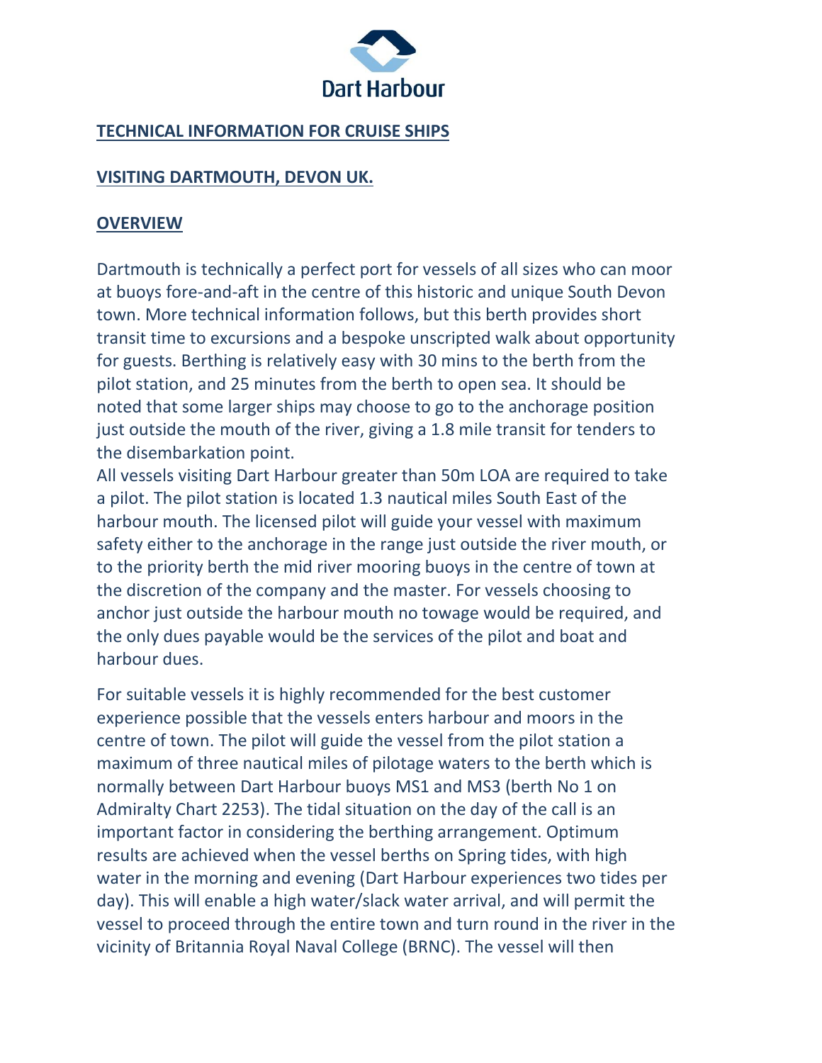Dart Harbour

## TECHNICAL INFORMATION FOR CRUISE SHIPS

## VISITING DARTMOUTH, DEVON UK.

## OVERVIEW

Dartmouth is technically a perfect port for vessels of all sizes who can moor at buoys fore-and-aft in the centre of this historic and unique South Devon town. More technical information follows, but this berth provides short transit time to excursions and a bespoke unscripted walk about opportunity for guests. Berthing is relatively easy with 30 mins to the berth from the pilot station, and 25 minutes from the berth to open sea. It should be noted that some larger ships may choose to go to the anchorage position just outside the mouth of the river, giving a 1.8 mile transit for tenders to the disembarkation point.

All vessels visiting Dart Harbour greater than 50m LOA are required to take a pilot. The pilot station is located 1.3 nautical miles South East of the harbour mouth. The licensed pilot will guide your vessel with maximum safety either to the anchorage in the range just outside the river mouth, or to the priority berth the mid river mooring buoys in the centre of town at the discretion of the company and the master. For vessels choosing to anchor just outside the harbour mouth no towage would be required, and the only dues payable would be the services of the pilot and boat and harbour dues.

For suitable vessels it is highly recommended for the best customer experience possible that the vessels enters harbour and moors in the centre of town. The pilot will guide the vessel from the pilot station a maximum of three nautical miles of pilotage waters to the berth which is normally between Dart Harbour buoys MS1 and MS3 (berth No 1 on Admiralty Chart 2253). The tidal situation on the day of the call is an important factor in considering the berthing arrangement. Optimum results are achieved when the vessel berths on Spring tides, with high water in the morning and evening (Dart Harbour experiences two tides per day). This will enable a high water/slack water arrival, and will permit the vessel to proceed through the entire town and turn round in the river in the vicinity of Britannia Royal Naval College (BRNC). The vessel will then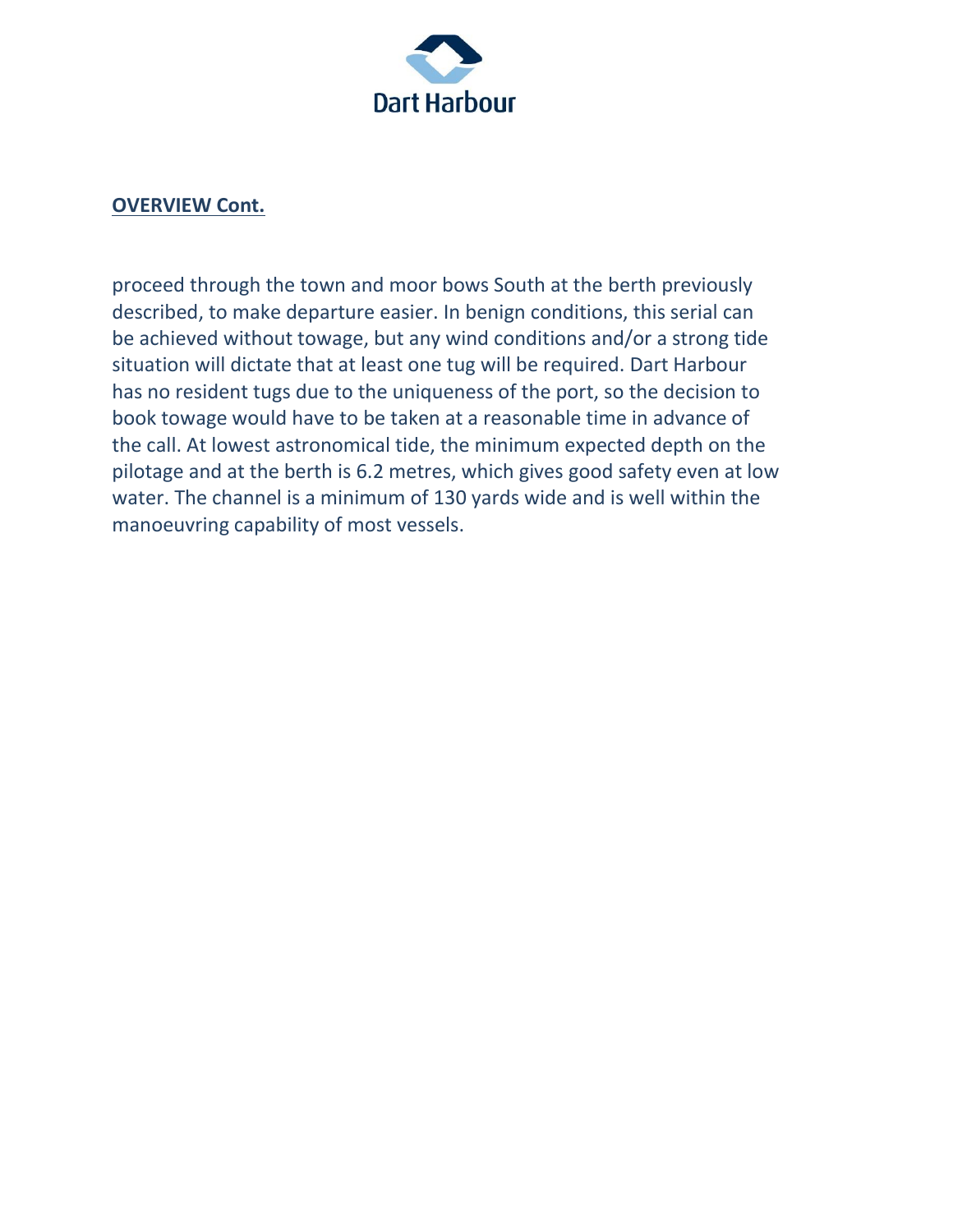## OVERVIEW Cont.

proceed through the town and moor bows South at the berth previously described, to make departure easier. In benign conditions, this serial can be achieved without towage, but any wind conditions and/or a strong tide situation will dictate that at least one tug will be required. Dart Harbour has no resident tugs due to the uniqueness of the port, so the decision to book towage would have to be taken at a reasonable time in advance of the call. At lowest astronomical tide, the minimum expected depth on the pilotage and at the berth is 6.2 metres, which gives good safety even at low water. The channel is a minimum of 130 yards wide and is well within the manoeuvring capability of most vessels.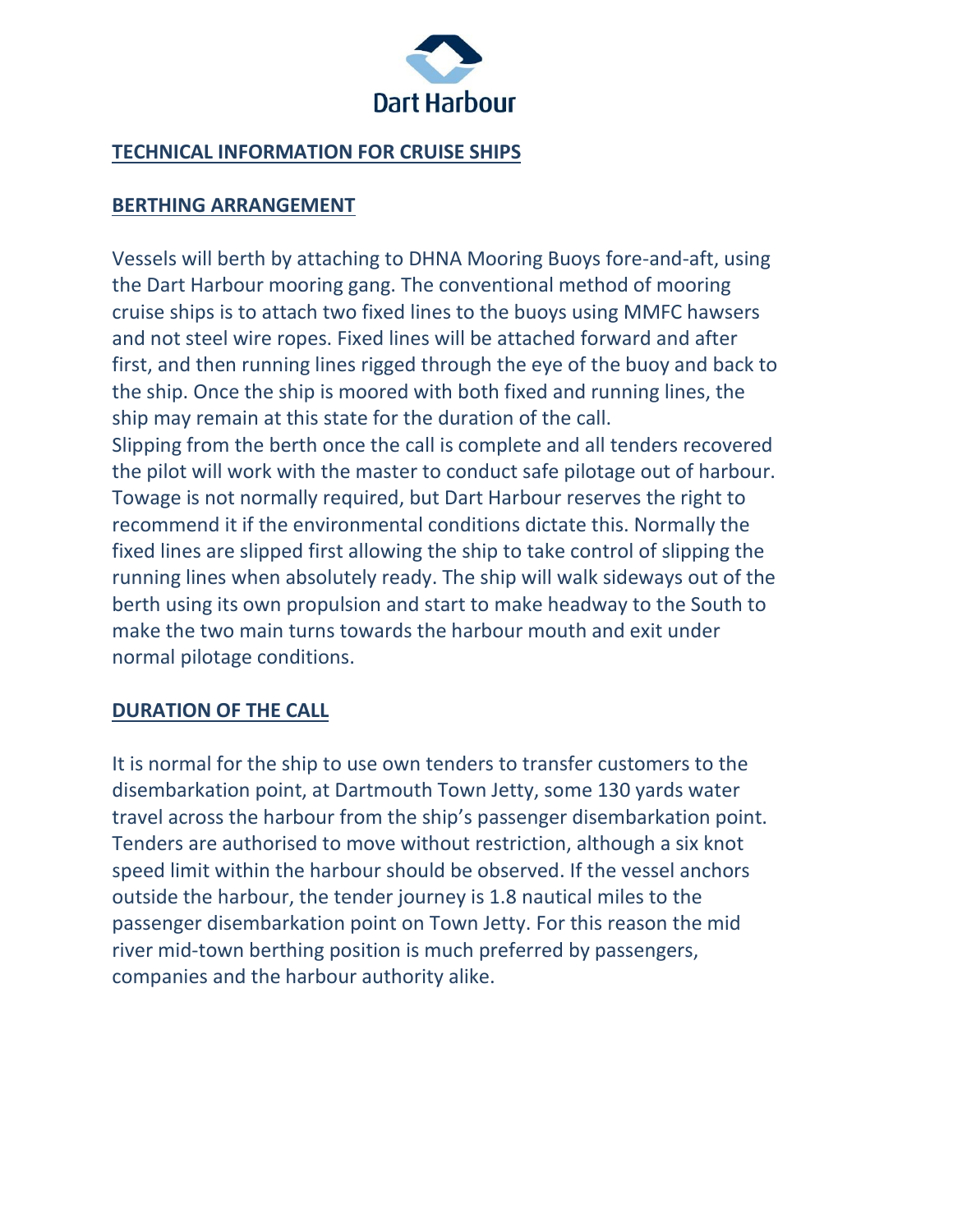Dart Harbour

## TECHNICAL INFORMATION FOR CRUISE SHIPS

### BERTHING ARRANGEMENT

Vessels will berth by attaching to DHNA Mooring Buoys fore-and-aft, using the Dart Harbour mooring gang. The conventional method of mooring cruise ships is to attach two fixed lines to the buoys using MMFC hawsers and not steel wire ropes. Fixed lines will be attached forward and after first, and then running lines rigged through the eye of the buoy and back to the ship. Once the ship is moored with both fixed and running lines, the ship may remain at this state for the duration of the call.
Slipping from the berth once the call is complete and all tenders recovered the pilot will work with the master to conduct safe pilotage out of harbour. Towage is not normally required, but Dart Harbour reserves the right to recommend it if the environmental conditions dictate this. Normally the fixed lines are slipped first allowing the ship to take control of slipping the running lines when absolutely ready. The ship will walk sideways out of the berth using its own propulsion and start to make headway to the South to make the two main turns towards the harbour mouth and exit under normal pilotage conditions.

### DURATION OF THE CALL

It is normal for the ship to use own tenders to transfer customers to the disembarkation point, at Dartmouth Town Jetty, some 130 yards water travel across the harbour from the ship's passenger disembarkation point. Tenders are authorised to move without restriction, although a six knot speed limit within the harbour should be observed. If the vessel anchors outside the harbour, the tender journey is 1.8 nautical miles to the passenger disembarkation point on Town Jetty. For this reason the mid river mid-town berthing position is much preferred by passengers, companies and the harbour authority alike.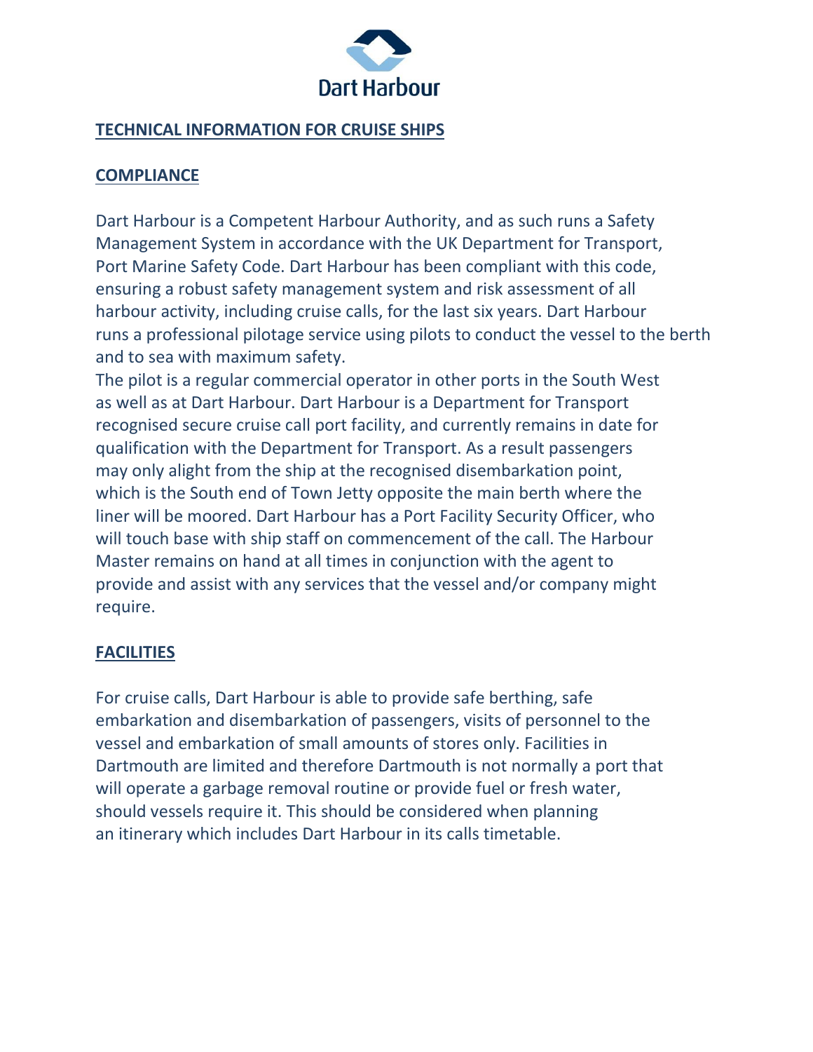Dart Harbour

## TECHNICAL INFORMATION FOR CRUISE SHIPS

### COMPLIANCE

Dart Harbour is a Competent Harbour Authority, and as such runs a Safety Management System in accordance with the UK Department for Transport, Port Marine Safety Code. Dart Harbour has been compliant with this code, ensuring a robust safety management system and risk assessment of all harbour activity, including cruise calls, for the last six years. Dart Harbour runs a professional pilotage service using pilots to conduct the vessel to the berth and to sea with maximum safety.
The pilot is a regular commercial operator in other ports in the South West as well as at Dart Harbour. Dart Harbour is a Department for Transport recognised secure cruise call port facility, and currently remains in date for qualification with the Department for Transport. As a result passengers may only alight from the ship at the recognised disembarkation point, which is the South end of Town Jetty opposite the main berth where the liner will be moored. Dart Harbour has a Port Facility Security Officer, who will touch base with ship staff on commencement of the call. The Harbour Master remains on hand at all times in conjunction with the agent to provide and assist with any services that the vessel and/or company might require.

### FACILITIES

For cruise calls, Dart Harbour is able to provide safe berthing, safe embarkation and disembarkation of passengers, visits of personnel to the vessel and embarkation of small amounts of stores only. Facilities in Dartmouth are limited and therefore Dartmouth is not normally a port that will operate a garbage removal routine or provide fuel or fresh water, should vessels require it. This should be considered when planning an itinerary which includes Dart Harbour in its calls timetable.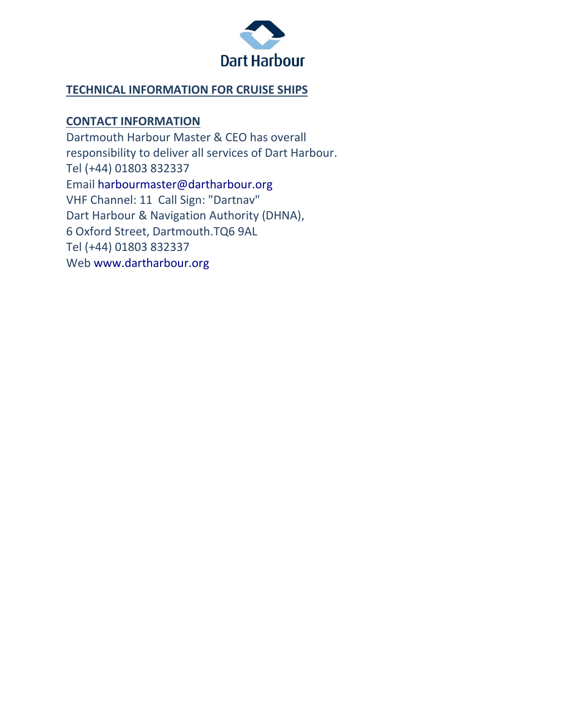Dart Harbour

## TECHNICAL INFORMATION FOR CRUISE SHIPS

### CONTACT INFORMATION

Dartmouth Harbour Master & CEO has overall responsibility to deliver all services of Dart Harbour.
Tel (+44) 01803 832337
Email harbourmaster@dartharbour.org
VHF Channel: 11 Call Sign: "Dartnav"
Dart Harbour & Navigation Authority (DHNA),
6 Oxford Street, Dartmouth.TQ6 9AL
Tel (+44) 01803 832337
Web www.dartharbour.org